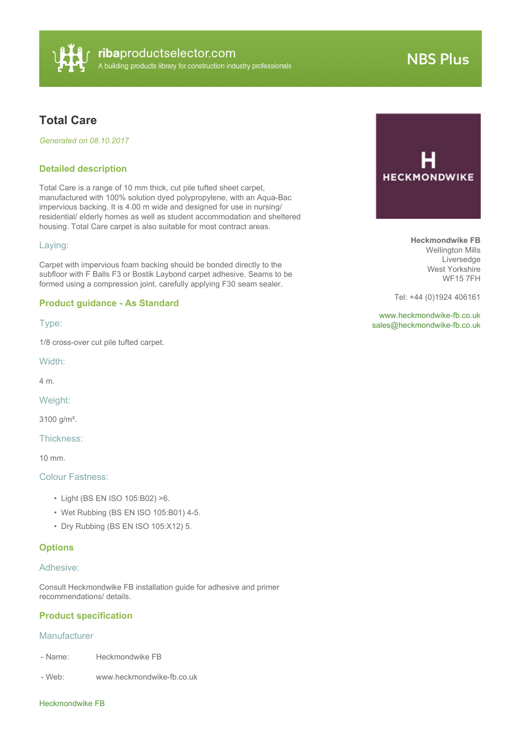ribaproductselector.com
A building products library for construction industry professionals

NBS Plus

# Total Care

*Generated on 08.10.2017*

HECKMONDWIKE

**Heckmondwike FB**
Wellington Mills
Liversedge
West Yorkshire
WF15 7FH

Tel: +44 (0)1924 406161

www.heckmondwike-fb.co.uk
sales@heckmondwike-fb.co.uk

## Detailed description

Total Care is a range of 10 mm thick, cut pile tufted sheet carpet, manufactured with 100% solution dyed polypropylene, with an Aqua-Bac impervious backing. It is 4.00 m wide and designed for use in nursing/ residential/ elderly homes as well as student accommodation and sheltered housing. Total Care carpet is also suitable for most contract areas.

### Laying:

Carpet with impervious foam backing should be bonded directly to the subfloor with F Balls F3 or Bostik Laybond carpet adhesive. Seams to be formed using a compression joint, carefully applying F30 seam sealer.

## Product guidance - As Standard

### Type:

1/8 cross-over cut pile tufted carpet.

### Width:

4 m.

### Weight:

3100 g/m².

### Thickness:

10 mm.

### Colour Fastness:

- Light (BS EN ISO 105:B02) >6.
- Wet Rubbing (BS EN ISO 105:B01) 4-5.
- Dry Rubbing (BS EN ISO 105:X12) 5.

## Options

### Adhesive:

Consult Heckmondwike FB installation guide for adhesive and primer recommendations/ details.

## Product specification

### Manufacturer

| | |
|---|---|
| - Name: | Heckmondwike FB |
| - Web: | www.heckmondwike-fb.co.uk |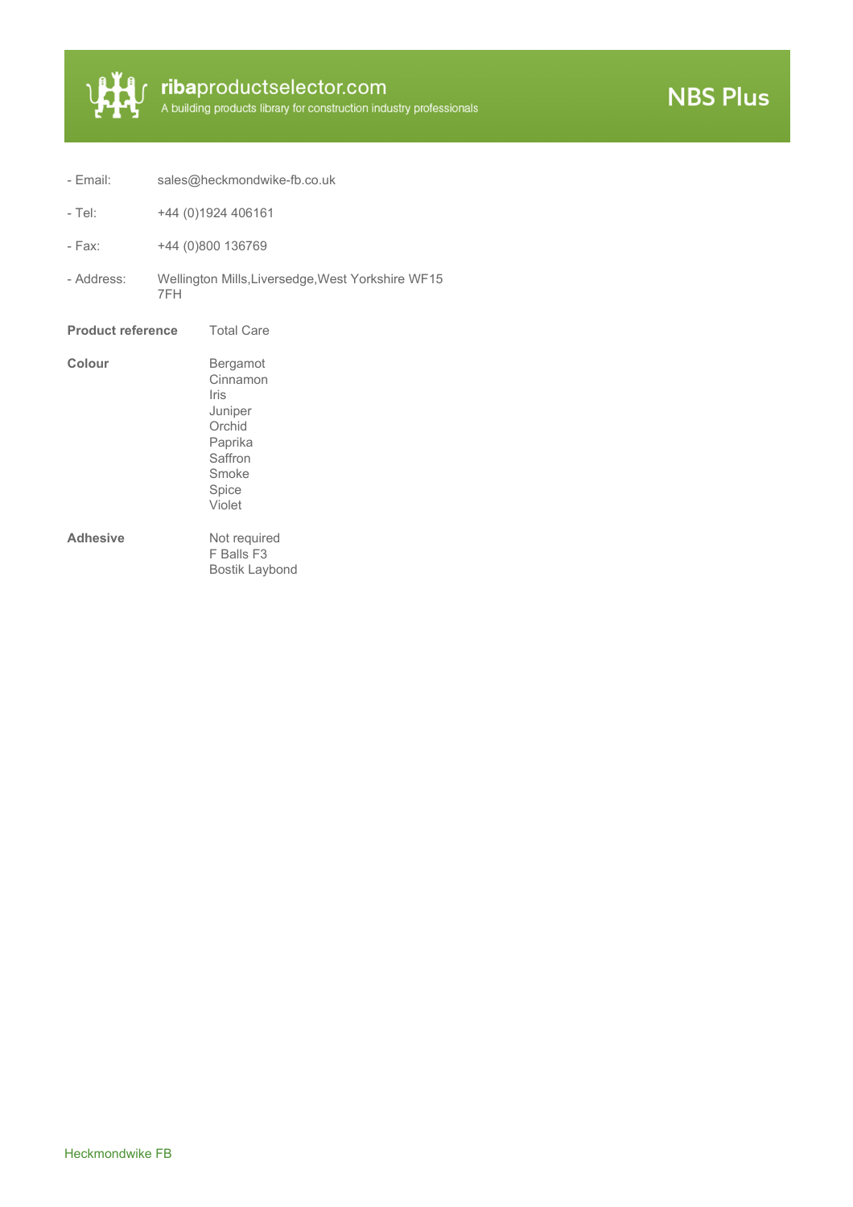- Email: sales@heckmondwike-fb.co.uk

- Tel: +44 (0)1924 406161

- Fax: +44 (0)800 136769

- Address: Wellington Mills,Liversedge,West Yorkshire WF15 7FH

| | |
|---|---|
| **Product reference** | Total Care |
| **Colour** | Bergamot<br>Cinnamon<br>Iris<br>Juniper<br>Orchid<br>Paprika<br>Saffron<br>Smoke<br>Spice<br>Violet |
| **Adhesive** | Not required<br>F Balls F3<br>Bostik Laybond |